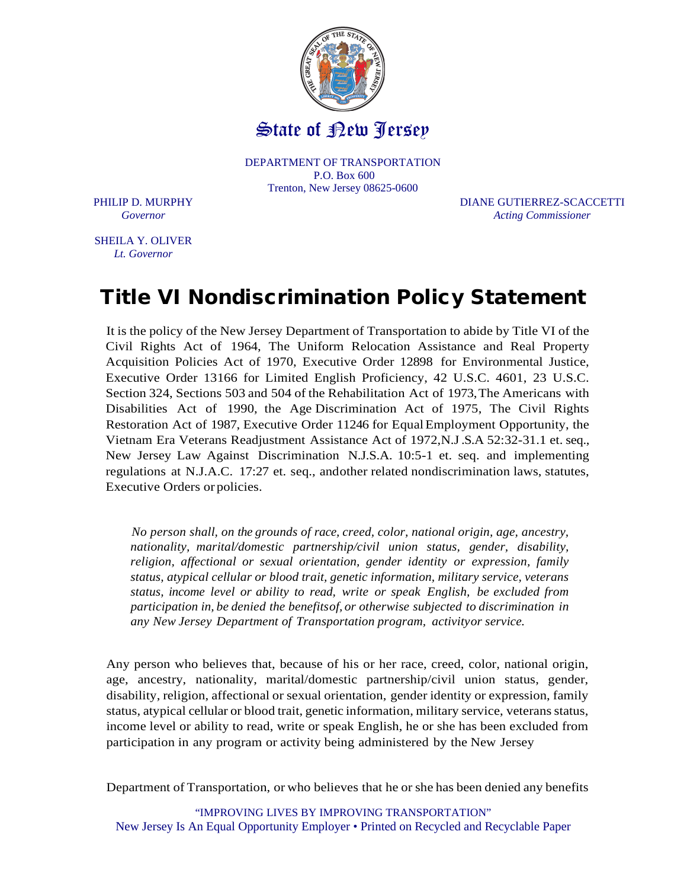State of New Jersey

DEPARTMENT OF TRANSPORTATION
P.O. Box 600
Trenton, New Jersey 08625-0600

PHILIP D. MURPHY
*Governor*

SHEILA Y. OLIVER
*Lt. Governor*

DIANE GUTIERREZ-SCACCETTI
*Acting Commissioner*

# Title VI Nondiscrimination Policy Statement

It is the policy of the New Jersey Department of Transportation to abide by Title VI of the Civil Rights Act of 1964, The Uniform Relocation Assistance and Real Property Acquisition Policies Act of 1970, Executive Order 12898 for Environmental Justice, Executive Order 13166 for Limited English Proficiency, 42 U.S.C. 4601, 23 U.S.C. Section 324, Sections 503 and 504 of the Rehabilitation Act of 1973, The Americans with Disabilities Act of 1990, the Age Discrimination Act of 1975, The Civil Rights Restoration Act of 1987, Executive Order 11246 for Equal Employment Opportunity, the Vietnam Era Veterans Readjustment Assistance Act of 1972, N.J.S.A 52:32-31.1 et. seq., New Jersey Law Against Discrimination N.J.S.A. 10:5-1 et. seq. and implementing regulations at N.J.A.C. 17:27 et. seq., and other related nondiscrimination laws, statutes, Executive Orders or policies.

*No person shall, on the grounds of race, creed, color, national origin, age, ancestry, nationality, marital/domestic partnership/civil union status, gender, disability, religion, affectional or sexual orientation, gender identity or expression, family status, atypical cellular or blood trait, genetic information, military service, veterans status, income level or ability to read, write or speak English, be excluded from participation in, be denied the benefits of, or otherwise subjected to discrimination in any New Jersey Department of Transportation program, activity or service.*

Any person who believes that, because of his or her race, creed, color, national origin, age, ancestry, nationality, marital/domestic partnership/civil union status, gender, disability, religion, affectional or sexual orientation, gender identity or expression, family status, atypical cellular or blood trait, genetic information, military service, veterans status, income level or ability to read, write or speak English, he or she has been excluded from participation in any program or activity being administered by the New Jersey

Department of Transportation, or who believes that he or she has been denied any benefits

"IMPROVING LIVES BY IMPROVING TRANSPORTATION"
New Jersey Is An Equal Opportunity Employer • Printed on Recycled and Recyclable Paper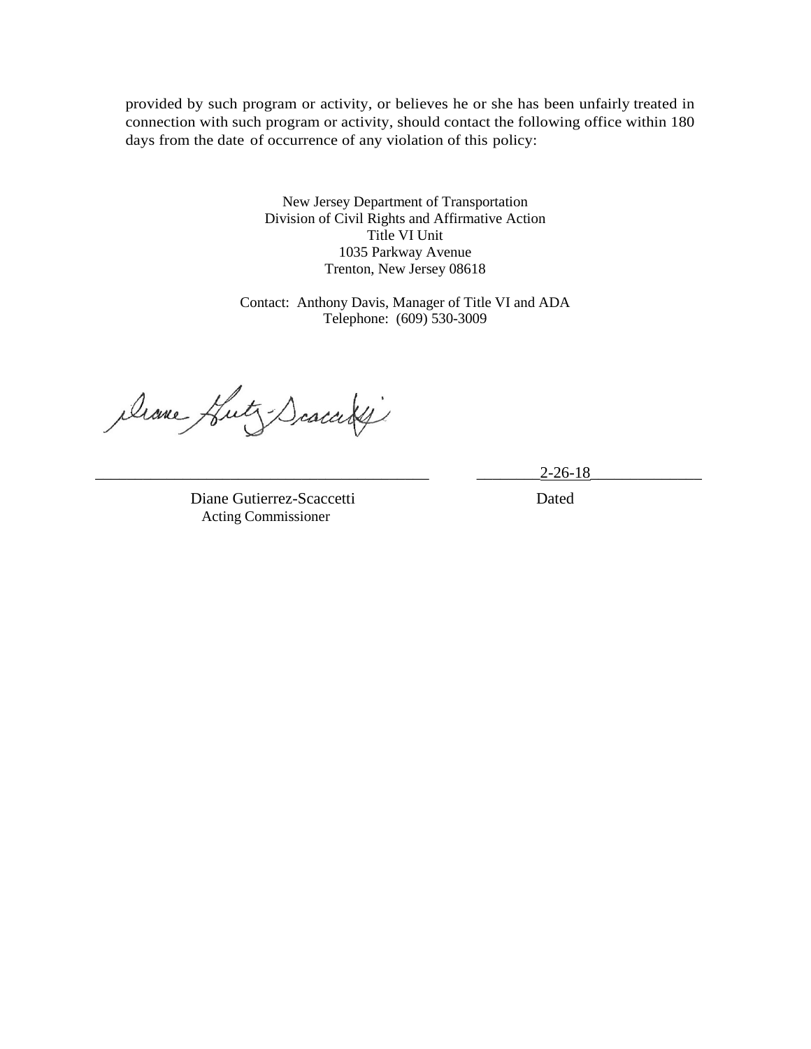provided by such program or activity, or believes he or she has been unfairly treated in connection with such program or activity, should contact the following office within 180 days from the date of occurrence of any violation of this policy:

New Jersey Department of Transportation
Division of Civil Rights and Affirmative Action
Title VI Unit
1035 Parkway Avenue
Trenton, New Jersey 08618

Contact: Anthony Davis, Manager of Title VI and ADA
Telephone: (609) 530-3009

Diane Gutierrez-Scaccetti
Acting Commissioner

2-26-18
Dated